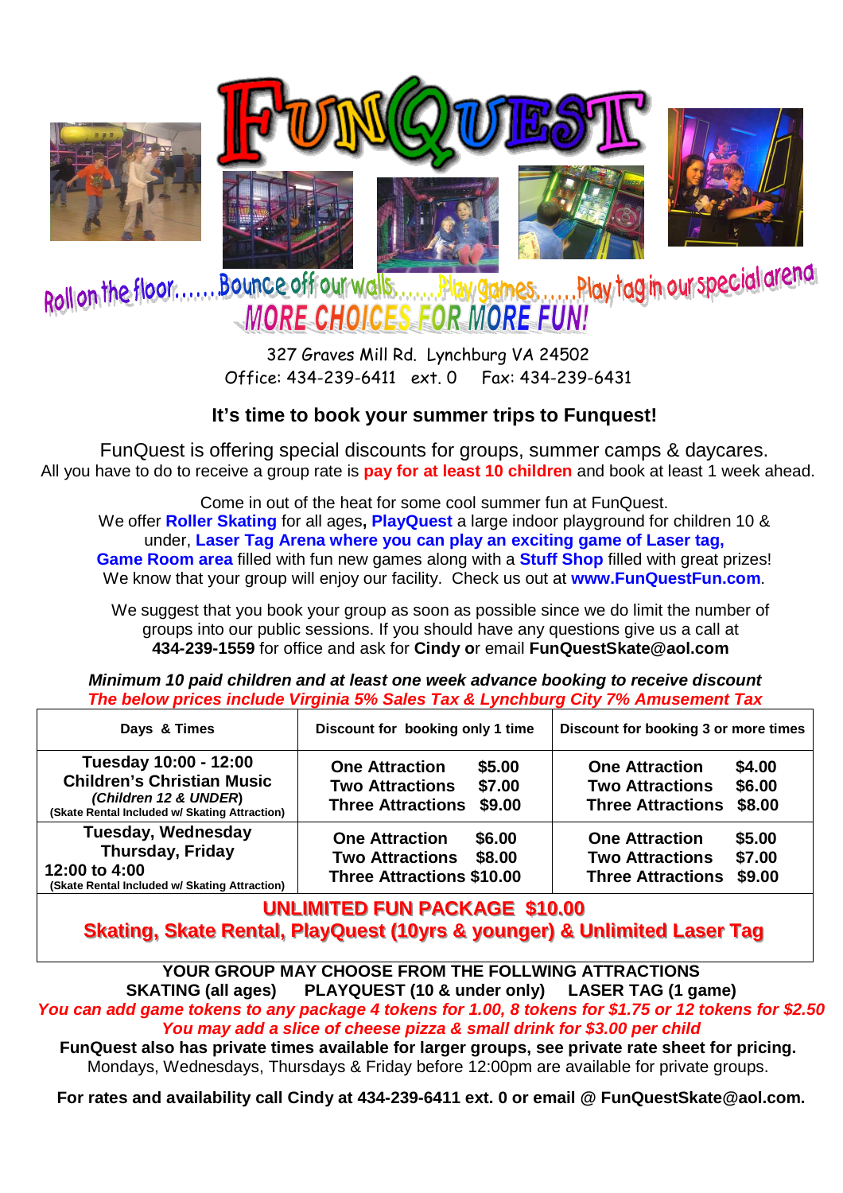# FUNQUEST

Roll on the floor……Bounce off our walls……Play games……Play tag in our special arena

## MORE CHOICES FOR MORE FUN!

327 Graves Mill Rd. Lynchburg VA 24502
Office: 434-239-6411 ext. 0 Fax: 434-239-6431

### It's time to book your summer trips to Funquest!

FunQuest is offering special discounts for groups, summer camps & daycares.
All you have to do to receive a group rate is **pay for at least 10 children** and book at least 1 week ahead.

Come in out of the heat for some cool summer fun at FunQuest.
We offer **Roller Skating** for all ages**, PlayQuest** a large indoor playground for children 10 & under, **Laser Tag Arena where you can play an exciting game of Laser tag, Game Room area** filled with fun new games along with a **Stuff Shop** filled with great prizes! We know that your group will enjoy our facility. Check us out at **www.FunQuestFun.com**.

We suggest that you book your group as soon as possible since we do limit the number of groups into our public sessions. If you should have any questions give us a call at **434-239-1559** for office and ask for **Cindy o**r email **FunQuestSkate@aol.com**

***Minimum 10 paid children and at least one week advance booking to receive discount***
*The below prices include Virginia 5% Sales Tax & Lynchburg City 7% Amusement Tax*

| Days & Times | Discount for booking only 1 time | Discount for booking 3 or more times |
|---|---|---|
| **Tuesday 10:00 - 12:00**<br>**Children's Christian Music**<br>***(Children 12 & UNDER)***<br>**(Skate Rental Included w/ Skating Attraction)** | **One Attraction $5.00**<br>**Two Attractions $7.00**<br>**Three Attractions $9.00** | **One Attraction $4.00**<br>**Two Attractions $6.00**<br>**Three Attractions $8.00** |
| **Tuesday, Wednesday**<br>**Thursday, Friday**<br>**12:00 to 4:00**<br>**(Skate Rental Included w/ Skating Attraction)** | **One Attraction $6.00**<br>**Two Attractions $8.00**<br>**Three Attractions $10.00** | **One Attraction $5.00**<br>**Two Attractions $7.00**<br>**Three Attractions $9.00** |
| **UNLIMITED FUN PACKAGE $10.00**<br>**Skating, Skate Rental, PlayQuest (10yrs & younger) & Unlimited Laser Tag** | | |

**YOUR GROUP MAY CHOOSE FROM THE FOLLWING ATTRACTIONS**
**SKATING (all ages) PLAYQUEST (10 & under only) LASER TAG (1 game)**

***You can add game tokens to any package 4 tokens for 1.00, 8 tokens for $1.75 or 12 tokens for $2.50***
***You may add a slice of cheese pizza & small drink for $3.00 per child***

**FunQuest also has private times available for larger groups, see private rate sheet for pricing.**
Mondays, Wednesdays, Thursdays & Friday before 12:00pm are available for private groups.

**For rates and availability call Cindy at 434-239-6411 ext. 0 or email @ FunQuestSkate@aol.com.**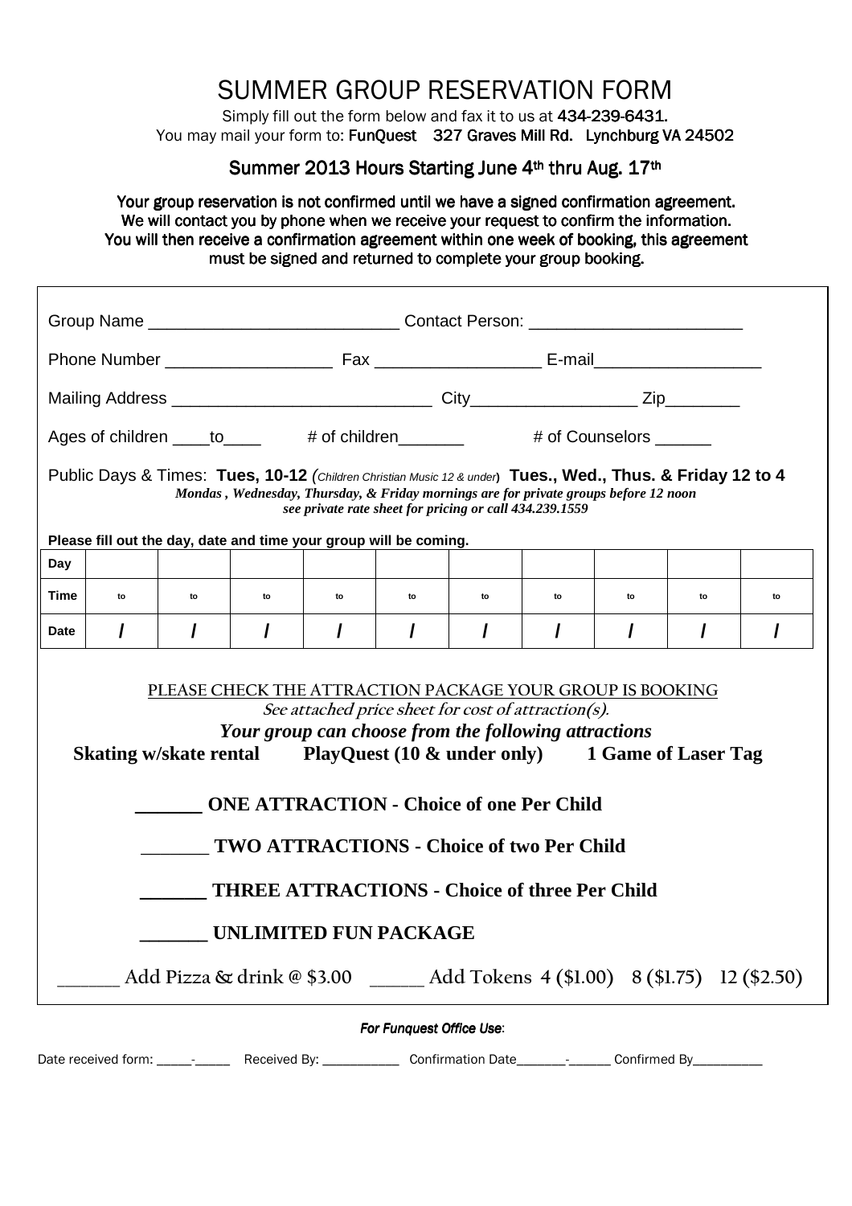# SUMMER GROUP RESERVATION FORM

Simply fill out the form below and fax it to us at 434-239-6431.
You may mail your form to: FunQuest 327 Graves Mill Rd. Lynchburg VA 24502

## Summer 2013 Hours Starting June 4th thru Aug. 17th

Your group reservation is not confirmed until we have a signed confirmation agreement.
We will contact you by phone when we receive your request to confirm the information.
You will then receive a confirmation agreement within one week of booking, this agreement must be signed and returned to complete your group booking.

Group Name ___________________________ Contact Person: _______________________

Phone Number _________________ Fax _________________ E-mail_________________

Mailing Address ___________________________ City_________________ Zip________

Ages of children ____to____ # of children_______ # of Counselors ______

Public Days & Times: **Tues, 10-12** (*Children Christian Music 12 & under*) **Tues., Wed., Thus. & Friday 12 to 4**
***Mondas , Wednesday, Thursday, & Friday mornings are for private groups before 12 noon***
***see private rate sheet for pricing or call 434.239.1559***

**Please fill out the day, date and time your group will be coming.**

| | | | | | | | | | | |
|---|---|---|---|---|---|---|---|---|---|---|
| **Day** | | | | | | | | | | |
| **Time** | to | to | to | to | to | to | to | to | to | to |
| **Date** | / | / | / | / | / | / | / | / | / | / |

PLEASE CHECK THE ATTRACTION PACKAGE YOUR GROUP IS BOOKING
*See attached price sheet for cost of attraction(s).*
***Your group can choose from the following attractions***
**Skating w/skate rental PlayQuest (10 & under only) 1 Game of Laser Tag**

**_______ ONE ATTRACTION - Choice of one Per Child**

**_______ TWO ATTRACTIONS - Choice of two Per Child**

**_______ THREE ATTRACTIONS - Choice of three Per Child**

**_______ UNLIMITED FUN PACKAGE**

_______ Add Pizza & drink @ $3.00 ______ Add Tokens 4 ($1.00) 8 ($1.75) 12 ($2.50)

*For Funquest Office Use*:

Date received form: _____-_____ Received By: ___________ Confirmation Date_______-______ Confirmed By__________